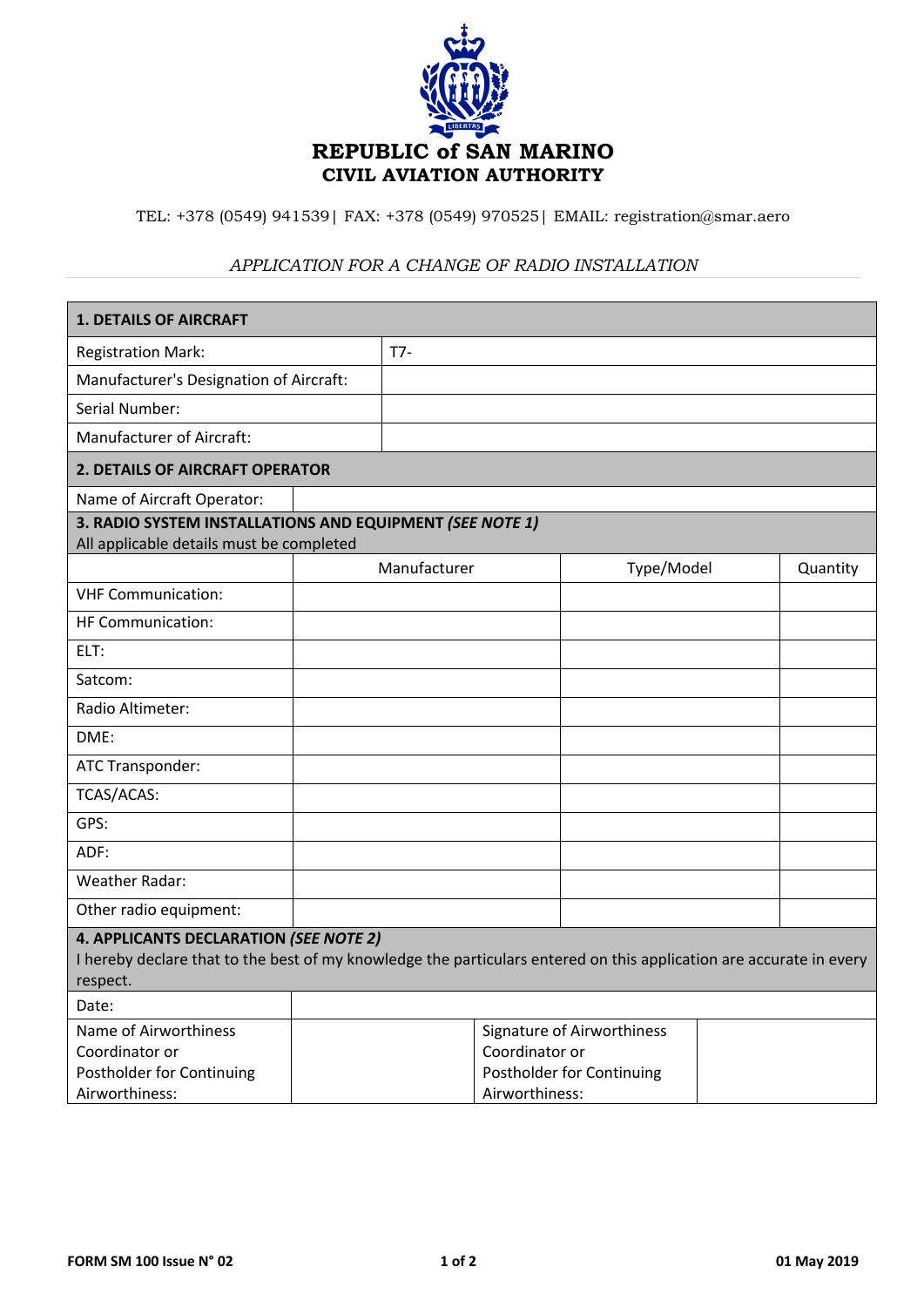# REPUBLIC of SAN MARINO
## CIVIL AVIATION AUTHORITY

TEL: +378 (0549) 941539| FAX: +378 (0549) 970525| EMAIL: registration@smar.aero

*APPLICATION FOR A CHANGE OF RADIO INSTALLATION*

| **1. DETAILS OF AIRCRAFT** | |
|---|---|
| Registration Mark: | T7- |
| Manufacturer's Designation of Aircraft: | |
| Serial Number: | |
| Manufacturer of Aircraft: | |

| **2. DETAILS OF AIRCRAFT OPERATOR** | |
|---|---|
| Name of Aircraft Operator: | |

| **3. RADIO SYSTEM INSTALLATIONS AND EQUIPMENT *(SEE NOTE 1)*** All applicable details must be completed | | | |
|---|---|---|---|
| | Manufacturer | Type/Model | Quantity |
| VHF Communication: | | | |
| HF Communication: | | | |
| ELT: | | | |
| Satcom: | | | |
| Radio Altimeter: | | | |
| DME: | | | |
| ATC Transponder: | | | |
| TCAS/ACAS: | | | |
| GPS: | | | |
| ADF: | | | |
| Weather Radar: | | | |
| Other radio equipment: | | | |

| **4. APPLICANTS DECLARATION *(SEE NOTE 2)*** I hereby declare that to the best of my knowledge the particulars entered on this application are accurate in every respect. | | | |
|---|---|---|---|
| Date: | | | |
| Name of Airworthiness Coordinator or Postholder for Continuing Airworthiness: | | Signature of Airworthiness Coordinator or Postholder for Continuing Airworthiness: | |

FORM SM 100 Issue N° 02 01 May 2019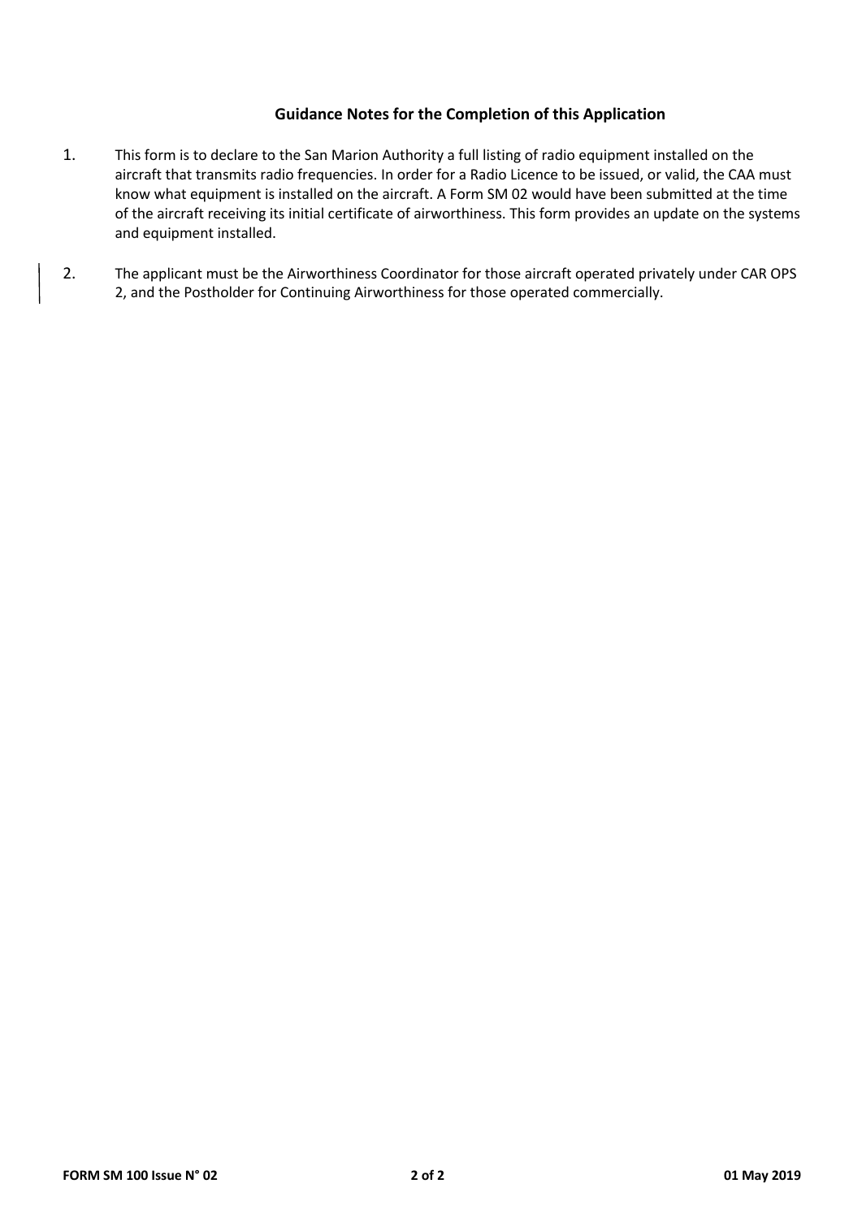## Guidance Notes for the Completion of this Application

1. This form is to declare to the San Marion Authority a full listing of radio equipment installed on the aircraft that transmits radio frequencies. In order for a Radio Licence to be issued, or valid, the CAA must know what equipment is installed on the aircraft. A Form SM 02 would have been submitted at the time of the aircraft receiving its initial certificate of airworthiness. This form provides an update on the systems and equipment installed.

2. The applicant must be the Airworthiness Coordinator for those aircraft operated privately under CAR OPS 2, and the Postholder for Continuing Airworthiness for those operated commercially.